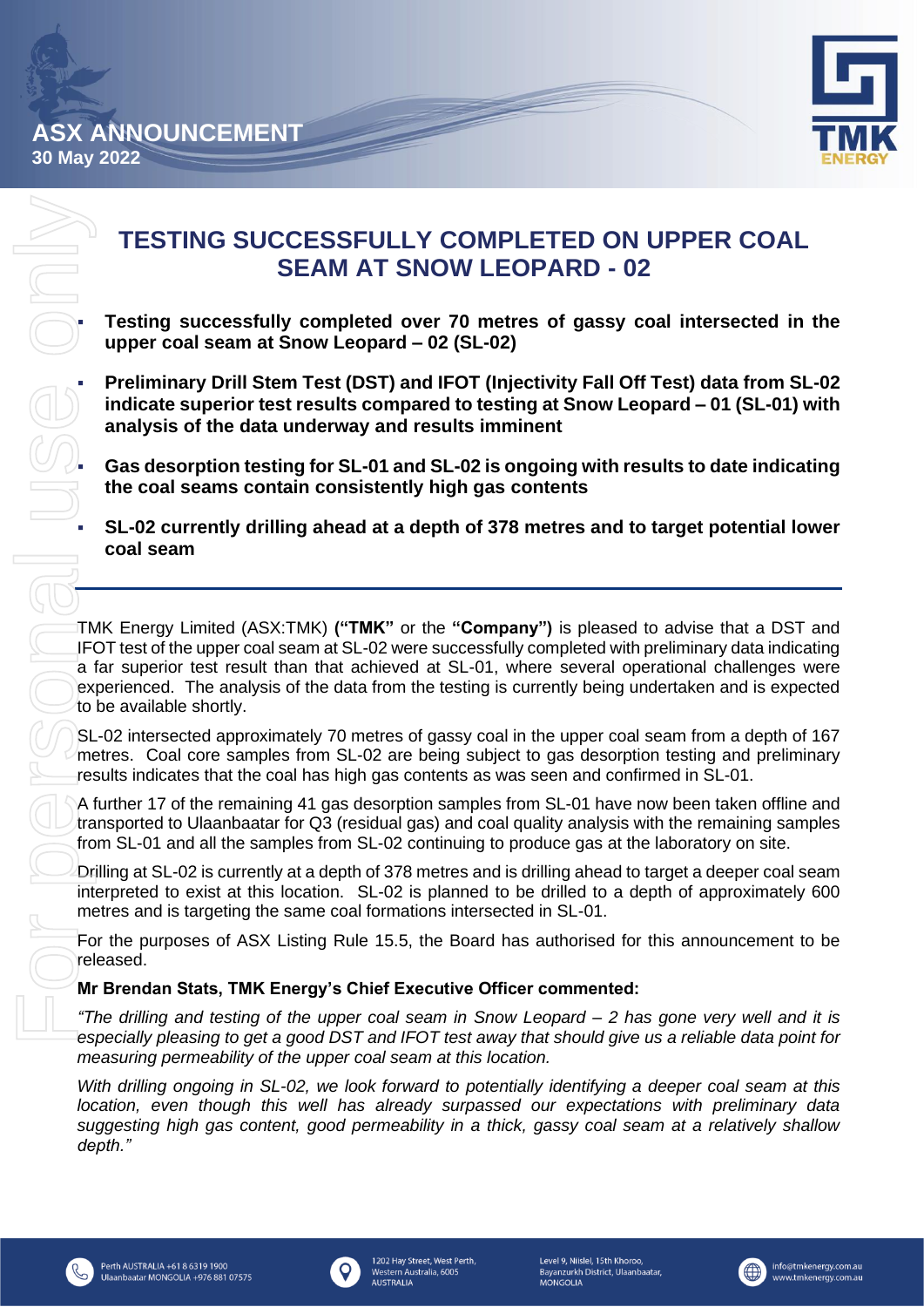ASX ANNOUNCEMENT
30 May 2022

# TESTING SUCCESSFULLY COMPLETED ON UPPER COAL SEAM AT SNOW LEOPARD - 02

- **Testing successfully completed over 70 metres of gassy coal intersected in the upper coal seam at Snow Leopard – 02 (SL-02)**
- **Preliminary Drill Stem Test (DST) and IFOT (Injectivity Fall Off Test) data from SL-02 indicate superior test results compared to testing at Snow Leopard – 01 (SL-01) with analysis of the data underway and results imminent**
- **Gas desorption testing for SL-01 and SL-02 is ongoing with results to date indicating the coal seams contain consistently high gas contents**
- **SL-02 currently drilling ahead at a depth of 378 metres and to target potential lower coal seam**

---

TMK Energy Limited (ASX:TMK) **("TMK"** or the **"Company")** is pleased to advise that a DST and IFOT test of the upper coal seam at SL-02 were successfully completed with preliminary data indicating a far superior test result than that achieved at SL-01, where several operational challenges were experienced. The analysis of the data from the testing is currently being undertaken and is expected to be available shortly.

SL-02 intersected approximately 70 metres of gassy coal in the upper coal seam from a depth of 167 metres. Coal core samples from SL-02 are being subject to gas desorption testing and preliminary results indicates that the coal has high gas contents as was seen and confirmed in SL-01.

A further 17 of the remaining 41 gas desorption samples from SL-01 have now been taken offline and transported to Ulaanbaatar for Q3 (residual gas) and coal quality analysis with the remaining samples from SL-01 and all the samples from SL-02 continuing to produce gas at the laboratory on site.

Drilling at SL-02 is currently at a depth of 378 metres and is drilling ahead to target a deeper coal seam interpreted to exist at this location. SL-02 is planned to be drilled to a depth of approximately 600 metres and is targeting the same coal formations intersected in SL-01.

For the purposes of ASX Listing Rule 15.5, the Board has authorised for this announcement to be released.

**Mr Brendan Stats, TMK Energy's Chief Executive Officer commented:**

*"The drilling and testing of the upper coal seam in Snow Leopard – 2 has gone very well and it is especially pleasing to get a good DST and IFOT test away that should give us a reliable data point for measuring permeability of the upper coal seam at this location.*

*With drilling ongoing in SL-02, we look forward to potentially identifying a deeper coal seam at this location, even though this well has already surpassed our expectations with preliminary data suggesting high gas content, good permeability in a thick, gassy coal seam at a relatively shallow depth."*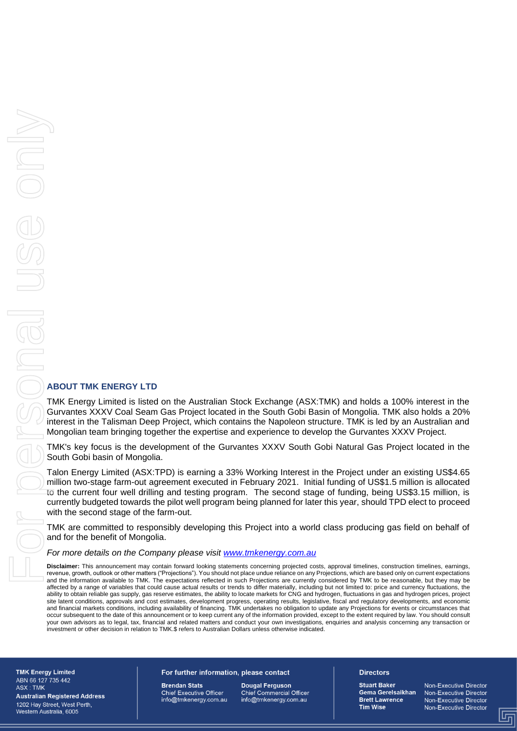## ABOUT TMK ENERGY LTD

TMK Energy Limited is listed on the Australian Stock Exchange (ASX:TMK) and holds a 100% interest in the Gurvantes XXXV Coal Seam Gas Project located in the South Gobi Basin of Mongolia. TMK also holds a 20% interest in the Talisman Deep Project, which contains the Napoleon structure. TMK is led by an Australian and Mongolian team bringing together the expertise and experience to develop the Gurvantes XXXV Project.

TMK's key focus is the development of the Gurvantes XXXV South Gobi Natural Gas Project located in the South Gobi basin of Mongolia.

Talon Energy Limited (ASX:TPD) is earning a 33% Working Interest in the Project under an existing US$4.65 million two-stage farm-out agreement executed in February 2021. Initial funding of US$1.5 million is allocated to the current four well drilling and testing program. The second stage of funding, being US$3.15 million, is currently budgeted towards the pilot well program being planned for later this year, should TPD elect to proceed with the second stage of the farm-out.

TMK are committed to responsibly developing this Project into a world class producing gas field on behalf of and for the benefit of Mongolia.

*For more details on the Company please visit [www.tmkenergy.com.au](http://www.tmkenergy.com.au)*

**Disclaimer:** This announcement may contain forward looking statements concerning projected costs, approval timelines, construction timelines, earnings, revenue, growth, outlook or other matters ("Projections"). You should not place undue reliance on any Projections, which are based only on current expectations and the information available to TMK. The expectations reflected in such Projections are currently considered by TMK to be reasonable, but they may be affected by a range of variables that could cause actual results or trends to differ materially, including but not limited to: price and currency fluctuations, the ability to obtain reliable gas supply, gas reserve estimates, the ability to locate markets for CNG and hydrogen, fluctuations in gas and hydrogen prices, project site latent conditions, approvals and cost estimates, development progress, operating results, legislative, fiscal and regulatory developments, and economic and financial markets conditions, including availability of financing. TMK undertakes no obligation to update any Projections for events or circumstances that occur subsequent to the date of this announcement or to keep current any of the information provided, except to the extent required by law. You should consult your own advisors as to legal, tax, financial and related matters and conduct your own investigations, enquiries and analysis concerning any transaction or investment or other decision in relation to TMK.$ refers to Australian Dollars unless otherwise indicated.

**TMK Energy Limited**
ABN 66 127 735 442
ASX : TMK
**Australian Registered Address**
1202 Hay Street, West Perth,
Western Australia, 6005

**For further information, please contact**

**Brendan Stats**
Chief Executive Officer
info@tmkenergy.com.au

**Dougal Ferguson**
Chief Commercial Officer
info@tmkenergy.com.au

**Directors**

| | |
|---|---|
| **Stuart Baker** | Non-Executive Director |
| **Gema Gerelsaikhan** | Non-Executive Director |
| **Brett Lawrence** | Non-Executive Director |
| **Tim Wise** | Non-Executive Director |